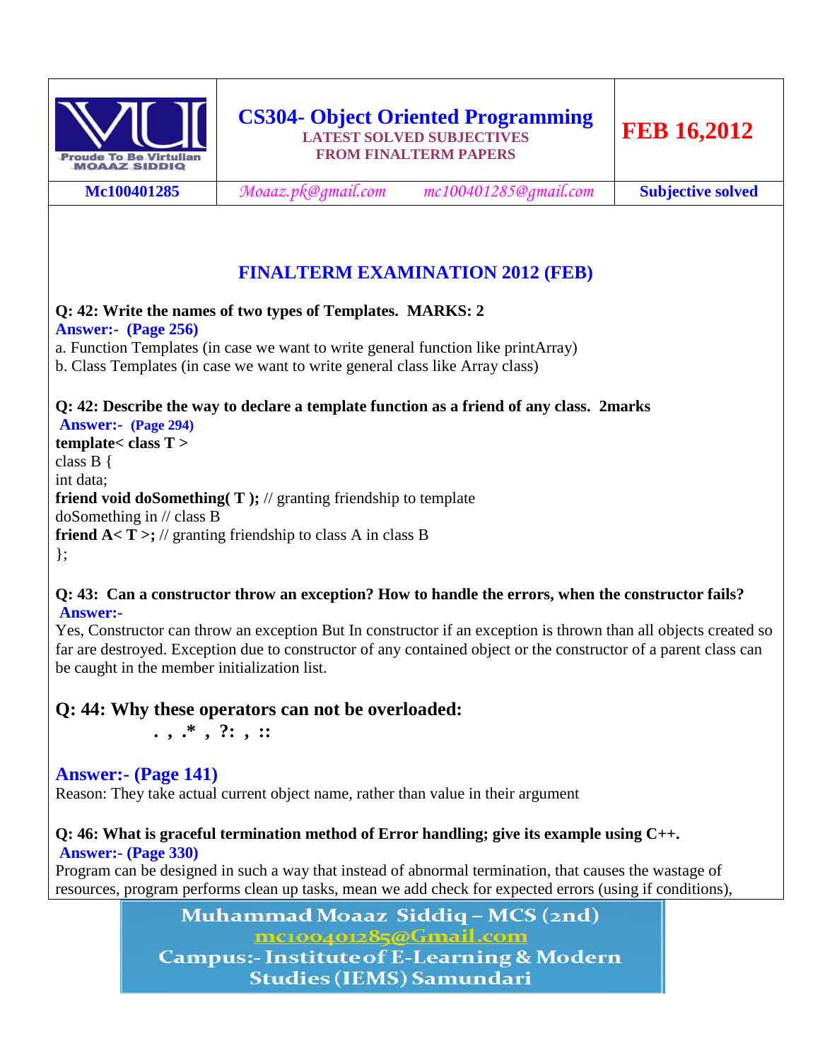| | **CS304- Object Oriented Programming**<br>**LATEST SOLVED SUBJECTIVES**<br>**FROM FINALTERM PAPERS** | **FEB 16,2012** |
|---|---|---|
| **Mc100401285** | *Moaaz.pk@gmail.com* *mc100401285@gmail.com* | **Subjective solved** |

## FINALTERM EXAMINATION 2012 (FEB)

**Q: 42: Write the names of two types of Templates. MARKS: 2**

**Answer:- (Page 256)**

a. Function Templates (in case we want to write general function like printArray)

b. Class Templates (in case we want to write general class like Array class)

**Q: 42: Describe the way to declare a template function as a friend of any class. 2marks**

**Answer:- (Page 294)**

```
template< class T >
class B {
int data;
friend void doSomething( T ); // granting friendship to template
doSomething in // class B
friend A< T >; // granting friendship to class A in class B
};
```

**Q: 43: Can a constructor throw an exception? How to handle the errors, when the constructor fails?**

**Answer:-**

Yes, Constructor can throw an exception But In constructor if an exception is thrown than all objects created so far are destroyed. Exception due to constructor of any contained object or the constructor of a parent class can be caught in the member initialization list.

### Q: 44: Why these operators can not be overloaded:

**. , .* , ?: , ::**

### Answer:- (Page 141)

Reason: They take actual current object name, rather than value in their argument

**Q: 46: What is graceful termination method of Error handling; give its example using C++.**

**Answer:- (Page 330)**

Program can be designed in such a way that instead of abnormal termination, that causes the wastage of resources, program performs clean up tasks, mean we add check for expected errors (using if conditions),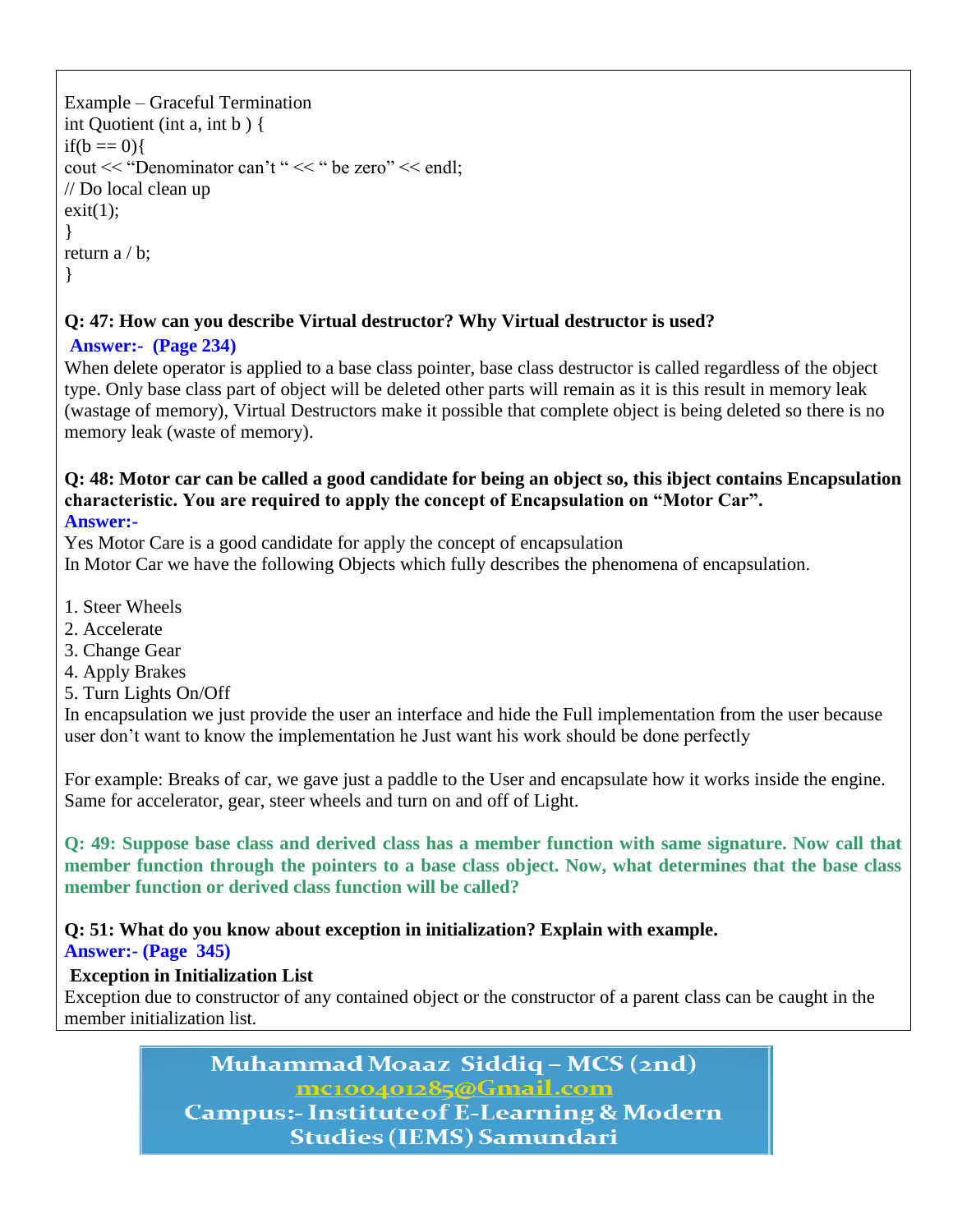Example – Graceful Termination

```
int Quotient (int a, int b ) {
if(b == 0){
cout << "Denominator can't " << " be zero" << endl;
// Do local clean up
exit(1);
}
return a / b;
}
```

**Q: 47: How can you describe Virtual destructor? Why Virtual destructor is used?**

**Answer:- (Page 234)**

When delete operator is applied to a base class pointer, base class destructor is called regardless of the object type. Only base class part of object will be deleted other parts will remain as it is this result in memory leak (wastage of memory), Virtual Destructors make it possible that complete object is being deleted so there is no memory leak (waste of memory).

**Q: 48: Motor car can be called a good candidate for being an object so, this ibject contains Encapsulation characteristic. You are required to apply the concept of Encapsulation on "Motor Car".**

**Answer:-**

Yes Motor Care is a good candidate for apply the concept of encapsulation
In Motor Car we have the following Objects which fully describes the phenomena of encapsulation.

1. Steer Wheels
2. Accelerate
3. Change Gear
4. Apply Brakes
5. Turn Lights On/Off

In encapsulation we just provide the user an interface and hide the Full implementation from the user because user don't want to know the implementation he Just want his work should be done perfectly

For example: Breaks of car, we gave just a paddle to the User and encapsulate how it works inside the engine. Same for accelerator, gear, steer wheels and turn on and off of Light.

**Q: 49: Suppose base class and derived class has a member function with same signature. Now call that member function through the pointers to a base class object. Now, what determines that the base class member function or derived class function will be called?**

**Q: 51: What do you know about exception in initialization? Explain with example.**

**Answer:- (Page 345)**

**Exception in Initialization List**

Exception due to constructor of any contained object or the constructor of a parent class can be caught in the member initialization list.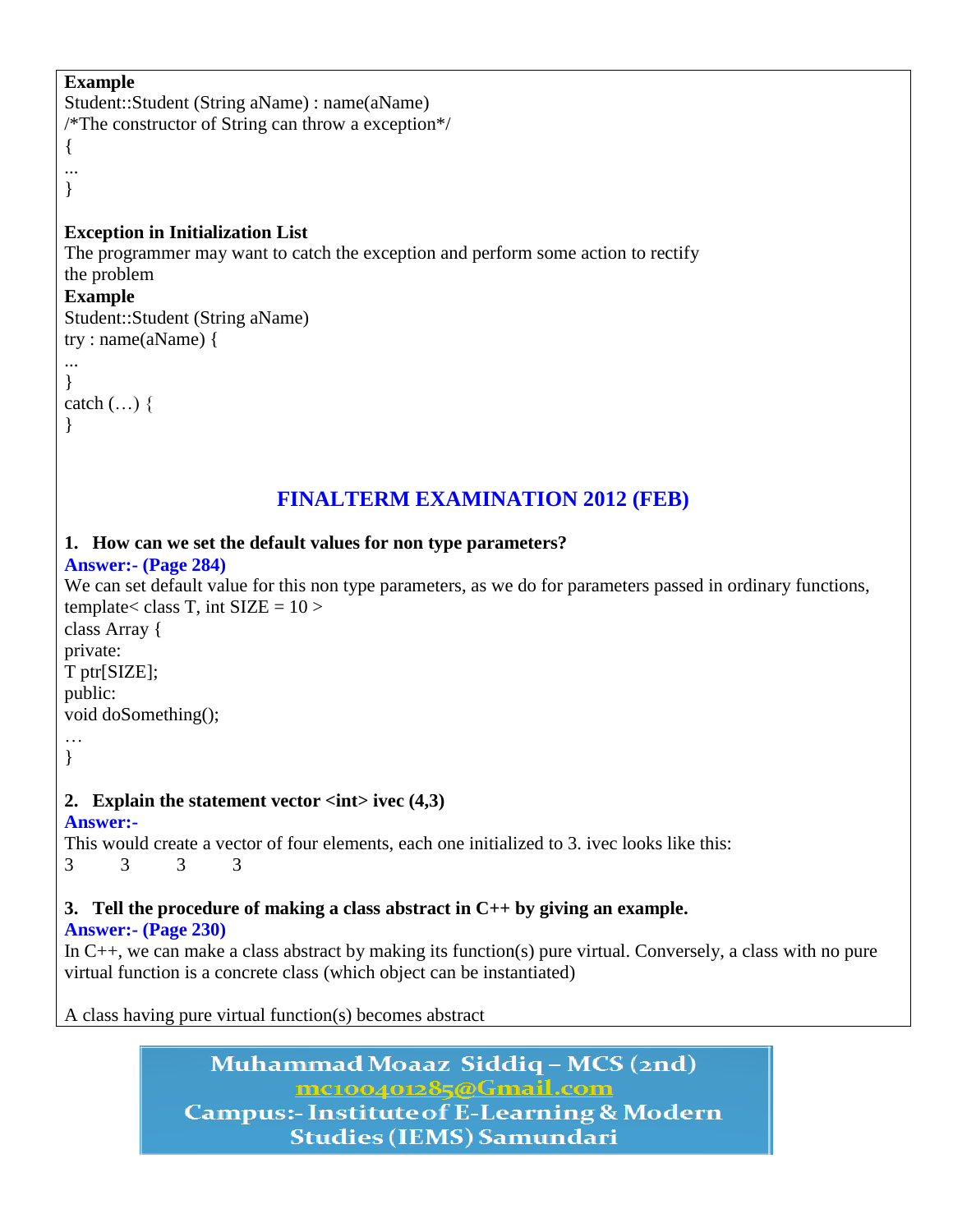**Example**

```
Student::Student (String aName) : name(aName)
/*The constructor of String can throw a exception*/
{
...
}
```

**Exception in Initialization List**

The programmer may want to catch the exception and perform some action to rectify the problem

**Example**

```
Student::Student (String aName)
try : name(aName) {
...
}
catch (…) {
}
```

## FINALTERM EXAMINATION 2012 (FEB)

**1. How can we set the default values for non type parameters?**

**Answer:- (Page 284)**

We can set default value for this non type parameters, as we do for parameters passed in ordinary functions,

```
template< class T, int SIZE = 10 >
class Array {
private:
T ptr[SIZE];
public:
void doSomething();
…
}
```

**2. Explain the statement vector <int> ivec (4,3)**

**Answer:-**

This would create a vector of four elements, each one initialized to 3. ivec looks like this:

3 3 3 3

**3. Tell the procedure of making a class abstract in C++ by giving an example.**

**Answer:- (Page 230)**

In C++, we can make a class abstract by making its function(s) pure virtual. Conversely, a class with no pure virtual function is a concrete class (which object can be instantiated)

A class having pure virtual function(s) becomes abstract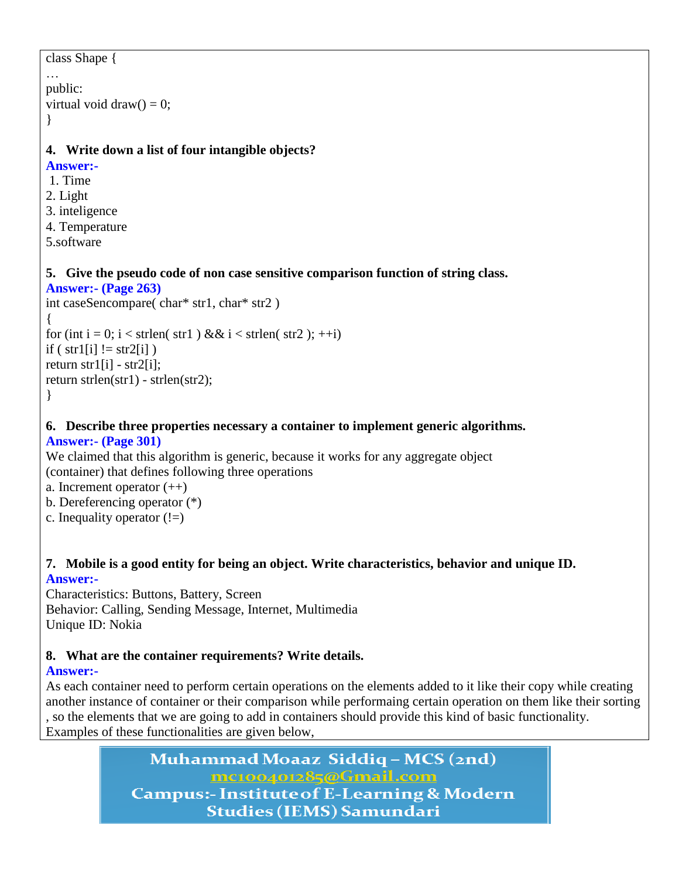```
class Shape {
…
public:
virtual void draw() = 0;
}
```

**4. Write down a list of four intangible objects?**

**Answer:-**

1. Time
2. Light
3. inteligence
4. Temperature
5.software

**5. Give the pseudo code of non case sensitive comparison function of string class.**

**Answer:- (Page 263)**

```
int caseSencompare( char* str1, char* str2 )
{
for (int i = 0; i < strlen( str1 ) && i < strlen( str2 ); ++i)
if ( str1[i] != str2[i] )
return str1[i] - str2[i];
return strlen(str1) - strlen(str2);
}
```

**6. Describe three properties necessary a container to implement generic algorithms.**

**Answer:- (Page 301)**

We claimed that this algorithm is generic, because it works for any aggregate object (container) that defines following three operations

a. Increment operator (++)
b. Dereferencing operator (*)
c. Inequality operator (!=)

**7. Mobile is a good entity for being an object. Write characteristics, behavior and unique ID.**

**Answer:-**

Characteristics: Buttons, Battery, Screen
Behavior: Calling, Sending Message, Internet, Multimedia
Unique ID: Nokia

**8. What are the container requirements? Write details.**

**Answer:-**

As each container need to perform certain operations on the elements added to it like their copy while creating another instance of container or their comparison while performaing certain operation on them like their sorting , so the elements that we are going to add in containers should provide this kind of basic functionality. Examples of these functionalities are given below,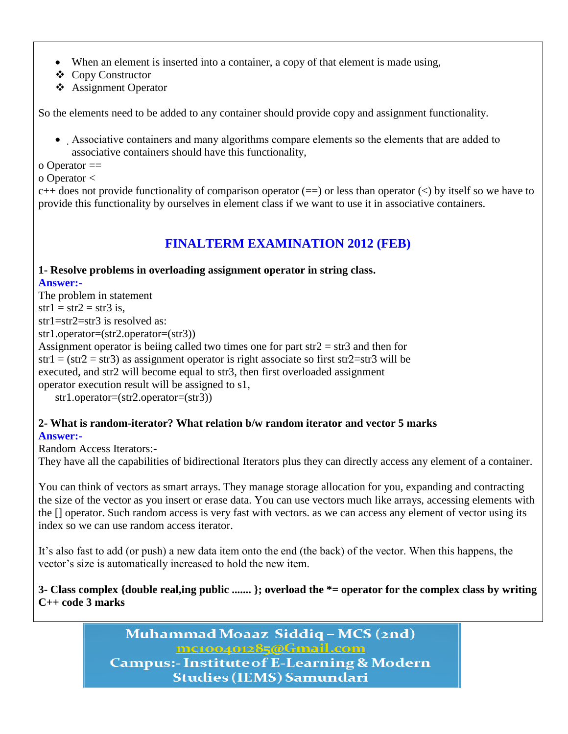- When an element is inserted into a container, a copy of that element is made using,
  - Copy Constructor
  - Assignment Operator

So the elements need to be added to any container should provide copy and assignment functionality.

- Associative containers and many algorithms compare elements so the elements that are added to associative containers should have this functionality,

o Operator ==
o Operator <
c++ does not provide functionality of comparison operator (==) or less than operator (<) by itself so we have to provide this functionality by ourselves in element class if we want to use it in associative containers.

## FINALTERM EXAMINATION 2012 (FEB)

**1- Resolve problems in overloading assignment operator in string class.**

**Answer:-**

The problem in statement
str1 = str2 = str3 is,
str1=str2=str3 is resolved as:
str1.operator=(str2.operator=(str3))
Assignment operator is beiing called two times one for part str2 = str3 and then for
str1 = (str2 = str3) as assignment operator is right associate so first str2=str3 will be executed, and str2 will become equal to str3, then first overloaded assignment operator execution result will be assigned to s1,

str1.operator=(str2.operator=(str3))

**2- What is random-iterator? What relation b/w random iterator and vector 5 marks**

**Answer:-**

Random Access Iterators:-
They have all the capabilities of bidirectional Iterators plus they can directly access any element of a container.

You can think of vectors as smart arrays. They manage storage allocation for you, expanding and contracting the size of the vector as you insert or erase data. You can use vectors much like arrays, accessing elements with the [] operator. Such random access is very fast with vectors. as we can access any element of vector using its index so we can use random access iterator.

It's also fast to add (or push) a new data item onto the end (the back) of the vector. When this happens, the vector's size is automatically increased to hold the new item.

**3- Class complex {double real,ing public ....... }; overload the *= operator for the complex class by writing C++ code 3 marks**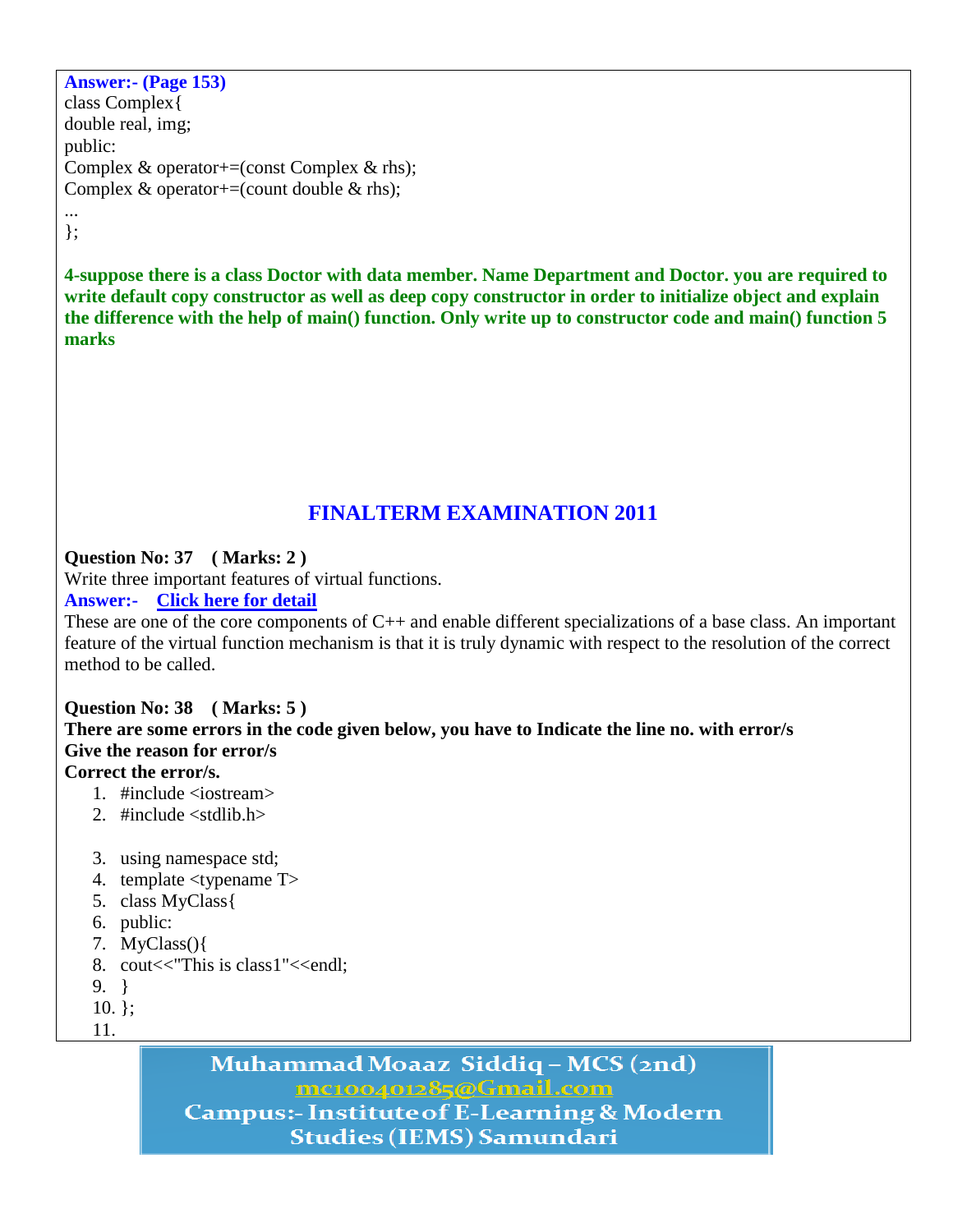**Answer:- (Page 153)**

```
class Complex{
double real, img;
public:
Complex & operator+=(const Complex & rhs);
Complex & operator+=(count double & rhs);
...
};
```

**4-suppose there is a class Doctor with data member. Name Department and Doctor. you are required to write default copy constructor as well as deep copy constructor in order to initialize object and explain the difference with the help of main() function. Only write up to constructor code and main() function 5 marks**

## FINALTERM EXAMINATION 2011

**Question No: 37 ( Marks: 2 )**

Write three important features of virtual functions.

**Answer:- Click here for detail**

These are one of the core components of C++ and enable different specializations of a base class. An important feature of the virtual function mechanism is that it is truly dynamic with respect to the resolution of the correct method to be called.

**Question No: 38 ( Marks: 5 )**

**There are some errors in the code given below, you have to Indicate the line no. with error/s**
**Give the reason for error/s**
**Correct the error/s.**

```
1.  #include <iostream>
2.  #include <stdlib.h>

3.  using namespace std;
4.  template <typename T>
5.  class MyClass{
6.  public:
7.  MyClass(){
8.  cout<<"This is class1"<<endl;
9.  }
10. };
11.
```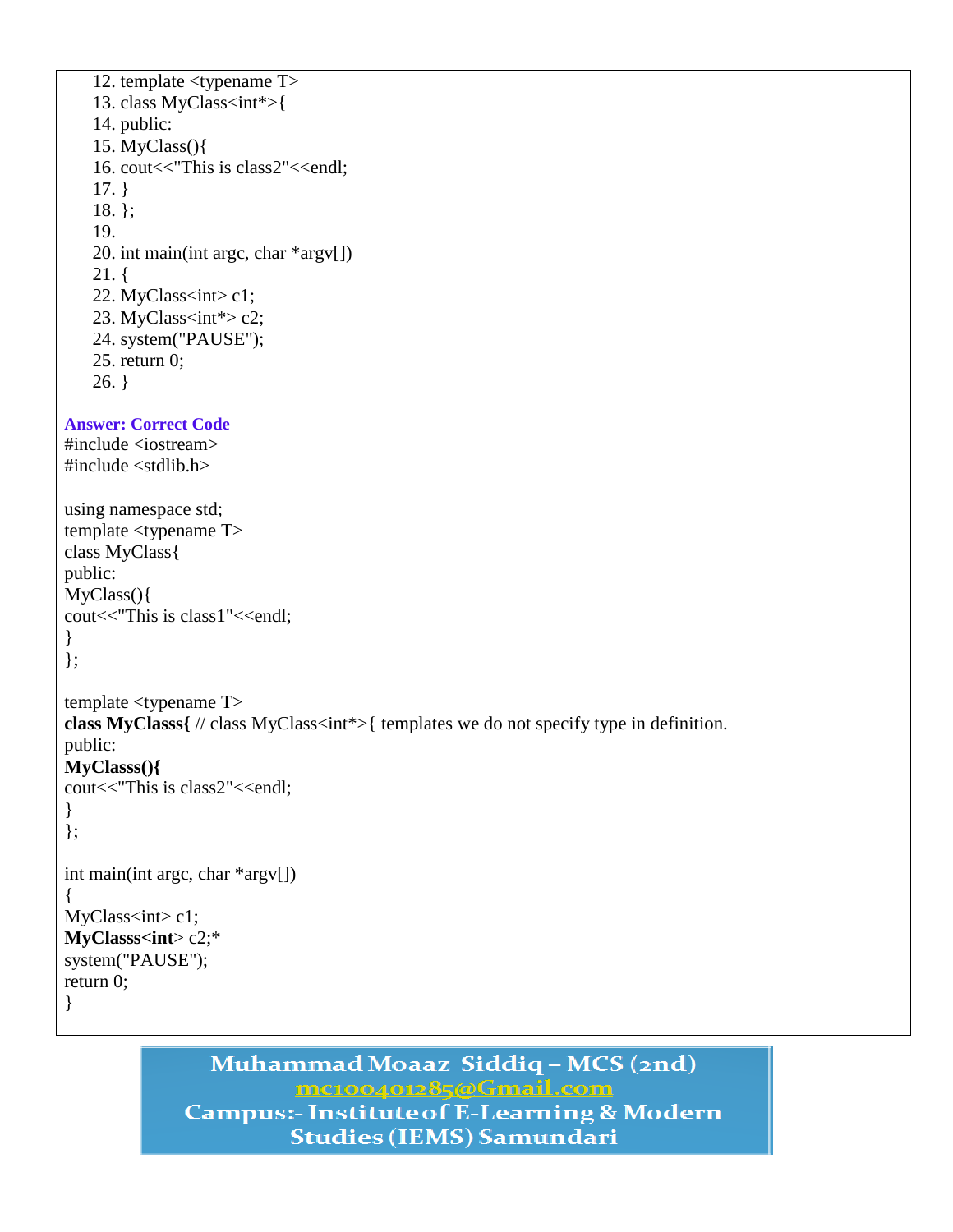```
12. template <typename T>
13. class MyClass<int*>{
14. public:
15. MyClass(){
16. cout<<"This is class2"<<endl;
17. }
18. };
19.
20. int main(int argc, char *argv[])
21. {
22. MyClass<int> c1;
23. MyClass<int*> c2;
24. system("PAUSE");
25. return 0;
26. }
```

**Answer: Correct Code**

```
#include <iostream>
#include <stdlib.h>

using namespace std;
template <typename T>
class MyClass{
public:
MyClass(){
cout<<"This is class1"<<endl;
}
};

template <typename T>
class MyClasss{ // class MyClass<int*>{ templates we do not specify type in definition.
public:
MyClasss(){
cout<<"This is class2"<<endl;
}
};

int main(int argc, char *argv[])
{
MyClass<int> c1;
MyClasss<int> c2;*
system("PAUSE");
return 0;
}
```

**Muhammad Moaaz Siddiq – MCS (2nd)**
mc100401285@Gmail.com
**Campus:- Institute of E-Learning & Modern Studies (IEMS) Samundari**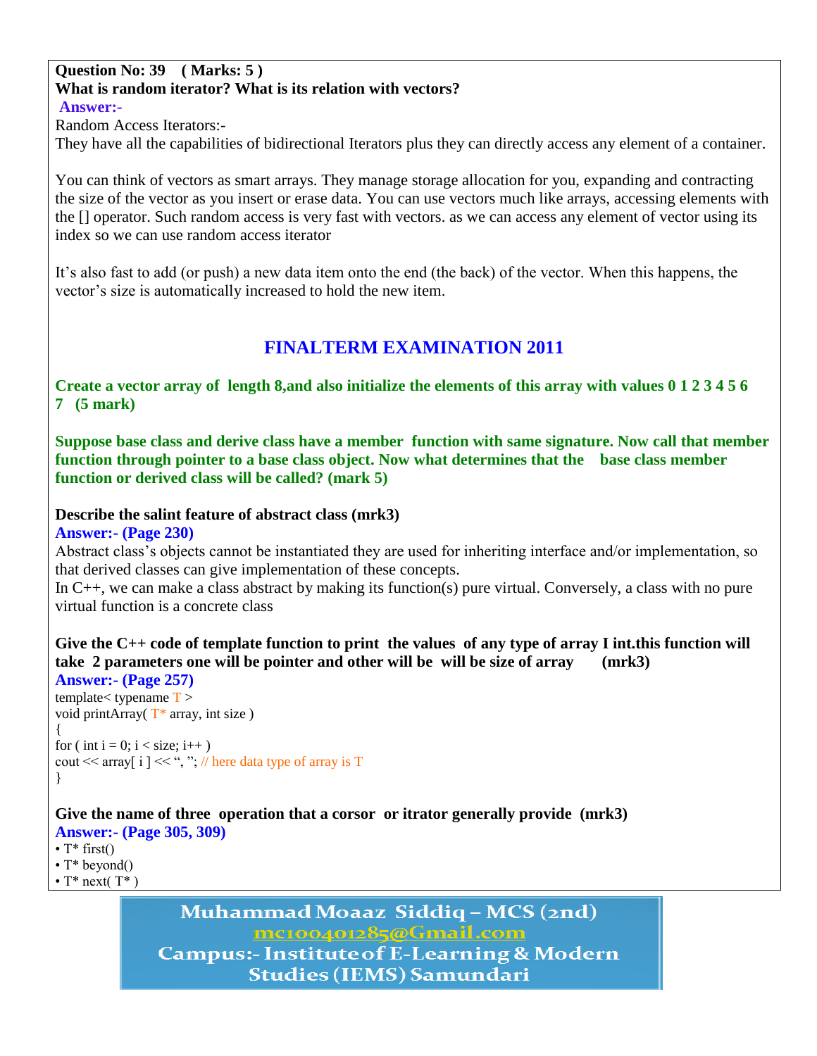**Question No: 39 ( Marks: 5 )**
**What is random iterator? What is its relation with vectors?**

**Answer:-**

Random Access Iterators:-
They have all the capabilities of bidirectional Iterators plus they can directly access any element of a container.

You can think of vectors as smart arrays. They manage storage allocation for you, expanding and contracting the size of the vector as you insert or erase data. You can use vectors much like arrays, accessing elements with the [] operator. Such random access is very fast with vectors. as we can access any element of vector using its index so we can use random access iterator

It's also fast to add (or push) a new data item onto the end (the back) of the vector. When this happens, the vector's size is automatically increased to hold the new item.

## FINALTERM EXAMINATION 2011

**Create a vector array of length 8,and also initialize the elements of this array with values 0 1 2 3 4 5 6 7 (5 mark)**

**Suppose base class and derive class have a member function with same signature. Now call that member function through pointer to a base class object. Now what determines that the base class member function or derived class will be called? (mark 5)**

**Describe the salint feature of abstract class (mrk3)**

**Answer:- (Page 230)**

Abstract class's objects cannot be instantiated they are used for inheriting interface and/or implementation, so that derived classes can give implementation of these concepts.
In C++, we can make a class abstract by making its function(s) pure virtual. Conversely, a class with no pure virtual function is a concrete class

**Give the C++ code of template function to print the values of any type of array I int.this function will take 2 parameters one will be pointer and other will be will be size of array (mrk3)**

**Answer:- (Page 257)**

```
template< typename T >
void printArray( T* array, int size )
{
for ( int i = 0; i < size; i++ )
cout << array[ i ] << ", "; // here data type of array is T
}
```

**Give the name of three operation that a corsor or itrator generally provide (mrk3)**

**Answer:- (Page 305, 309)**

- T* first()
- T* beyond()
- T* next( T* )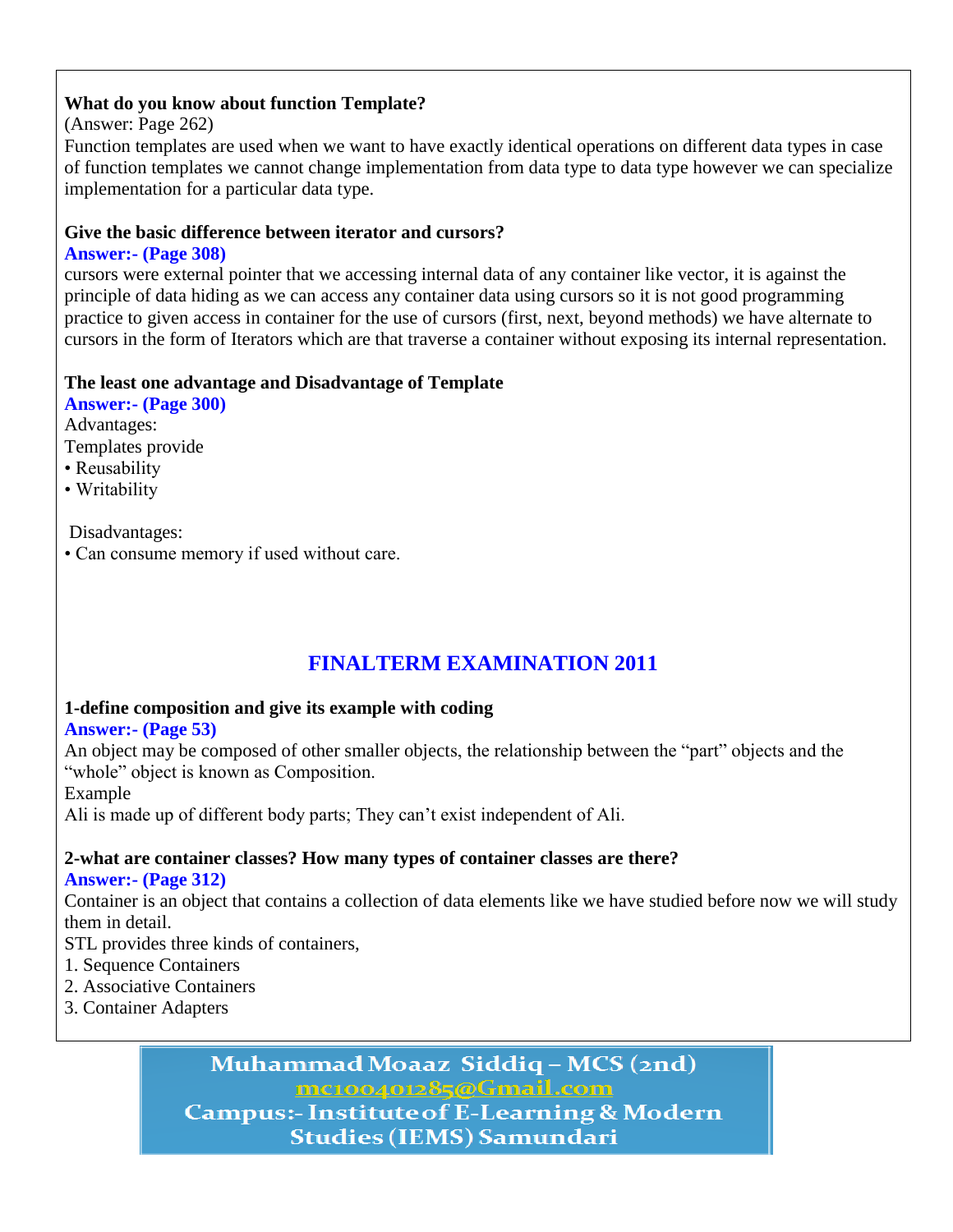**What do you know about function Template?**
(Answer: Page 262)
Function templates are used when we want to have exactly identical operations on different data types in case of function templates we cannot change implementation from data type to data type however we can specialize implementation for a particular data type.

**Give the basic difference between iterator and cursors?**
**Answer:- (Page 308)**
cursors were external pointer that we accessing internal data of any container like vector, it is against the principle of data hiding as we can access any container data using cursors so it is not good programming practice to given access in container for the use of cursors (first, next, beyond methods) we have alternate to cursors in the form of Iterators which are that traverse a container without exposing its internal representation.

**The least one advantage and Disadvantage of Template**
**Answer:- (Page 300)**
Advantages:
Templates provide
• Reusability
• Writability

Disadvantages:
• Can consume memory if used without care.

## FINALTERM EXAMINATION 2011

**1-define composition and give its example with coding**
**Answer:- (Page 53)**
An object may be composed of other smaller objects, the relationship between the "part" objects and the "whole" object is known as Composition.
Example
Ali is made up of different body parts; They can't exist independent of Ali.

**2-what are container classes? How many types of container classes are there?**
**Answer:- (Page 312)**
Container is an object that contains a collection of data elements like we have studied before now we will study them in detail.
STL provides three kinds of containers,
1. Sequence Containers
2. Associative Containers
3. Container Adapters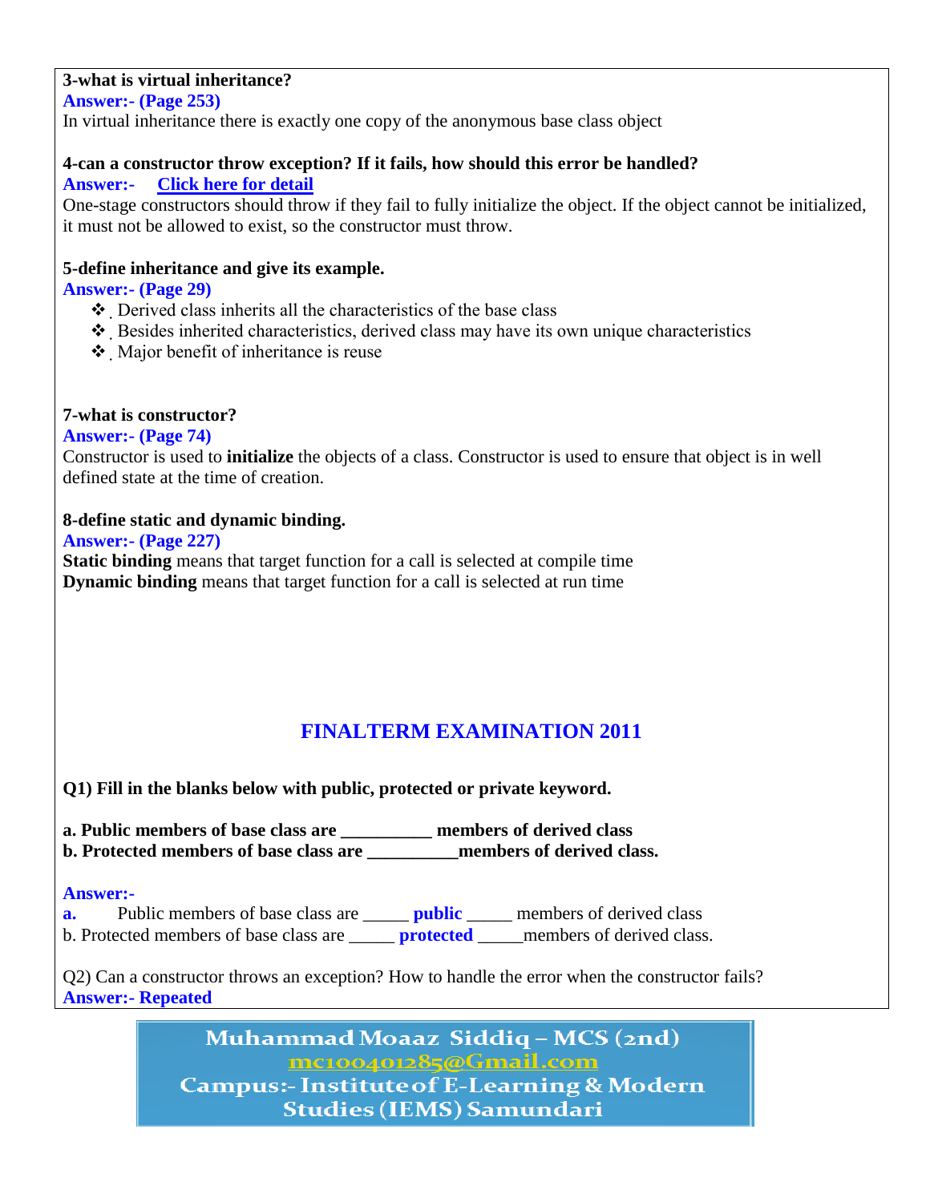**3-what is virtual inheritance?**

**Answer:- (Page 253)**

In virtual inheritance there is exactly one copy of the anonymous base class object

**4-can a constructor throw exception? If it fails, how should this error be handled?**

**Answer:-** **Click here for detail**

One-stage constructors should throw if they fail to fully initialize the object. If the object cannot be initialized, it must not be allowed to exist, so the constructor must throw.

**5-define inheritance and give its example.**

**Answer:- (Page 29)**

- Derived class inherits all the characteristics of the base class
- Besides inherited characteristics, derived class may have its own unique characteristics
- Major benefit of inheritance is reuse

**7-what is constructor?**

**Answer:- (Page 74)**

Constructor is used to **initialize** the objects of a class. Constructor is used to ensure that object is in well defined state at the time of creation.

**8-define static and dynamic binding.**

**Answer:- (Page 227)**

**Static binding** means that target function for a call is selected at compile time
**Dynamic binding** means that target function for a call is selected at run time

## FINALTERM EXAMINATION 2011

**Q1) Fill in the blanks below with public, protected or private keyword.**

**a. Public members of base class are __________ members of derived class**
**b. Protected members of base class are __________members of derived class.**

**Answer:-**

**a.** Public members of base class are _____ **public** _____ members of derived class
b. Protected members of base class are _____ **protected** _____members of derived class.

Q2) Can a constructor throws an exception? How to handle the error when the constructor fails?
**Answer:- Repeated**

Muhammad Moaaz Siddiq – MCS (2nd)
mc100401285@Gmail.com
Campus:- Institute of E-Learning & Modern Studies (IEMS) Samundari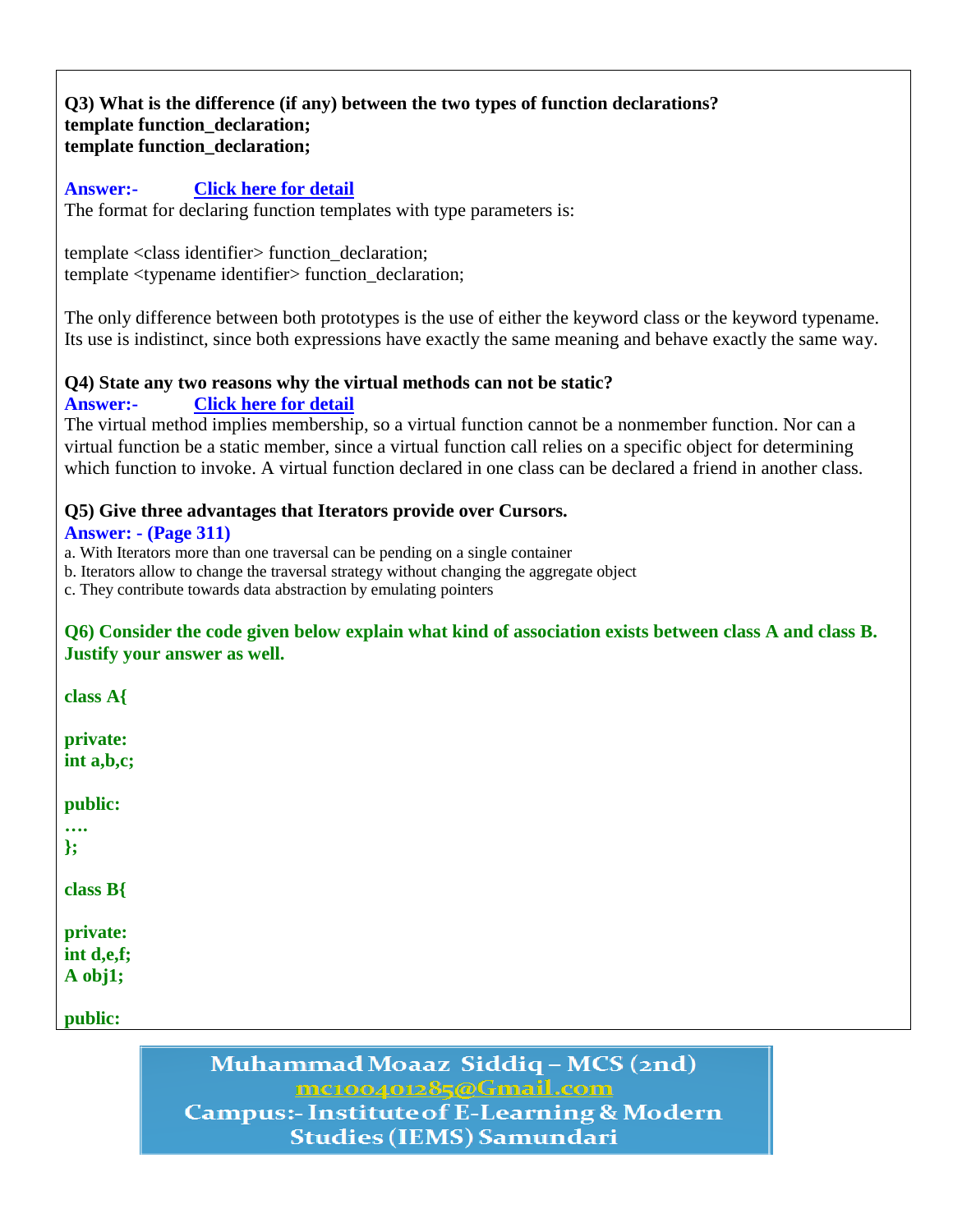**Q3) What is the difference (if any) between the two types of function declarations?**
**template function_declaration;**
**template function_declaration;**

**Answer:-** [Click here for detail]()
The format for declaring function templates with type parameters is:

template <class identifier> function_declaration;
template <typename identifier> function_declaration;

The only difference between both prototypes is the use of either the keyword class or the keyword typename. Its use is indistinct, since both expressions have exactly the same meaning and behave exactly the same way.

**Q4) State any two reasons why the virtual methods can not be static?**
**Answer:-** [Click here for detail]()
The virtual method implies membership, so a virtual function cannot be a nonmember function. Nor can a virtual function be a static member, since a virtual function call relies on a specific object for determining which function to invoke. A virtual function declared in one class can be declared a friend in another class.

**Q5) Give three advantages that Iterators provide over Cursors.**
**Answer: - (Page 311)**
a. With Iterators more than one traversal can be pending on a single container
b. Iterators allow to change the traversal strategy without changing the aggregate object
c. They contribute towards data abstraction by emulating pointers

**Q6) Consider the code given below explain what kind of association exists between class A and class B. Justify your answer as well.**

```
class A{

private:
int a,b,c;

public:
….
};

class B{

private:
int d,e,f;
A obj1;

public:
```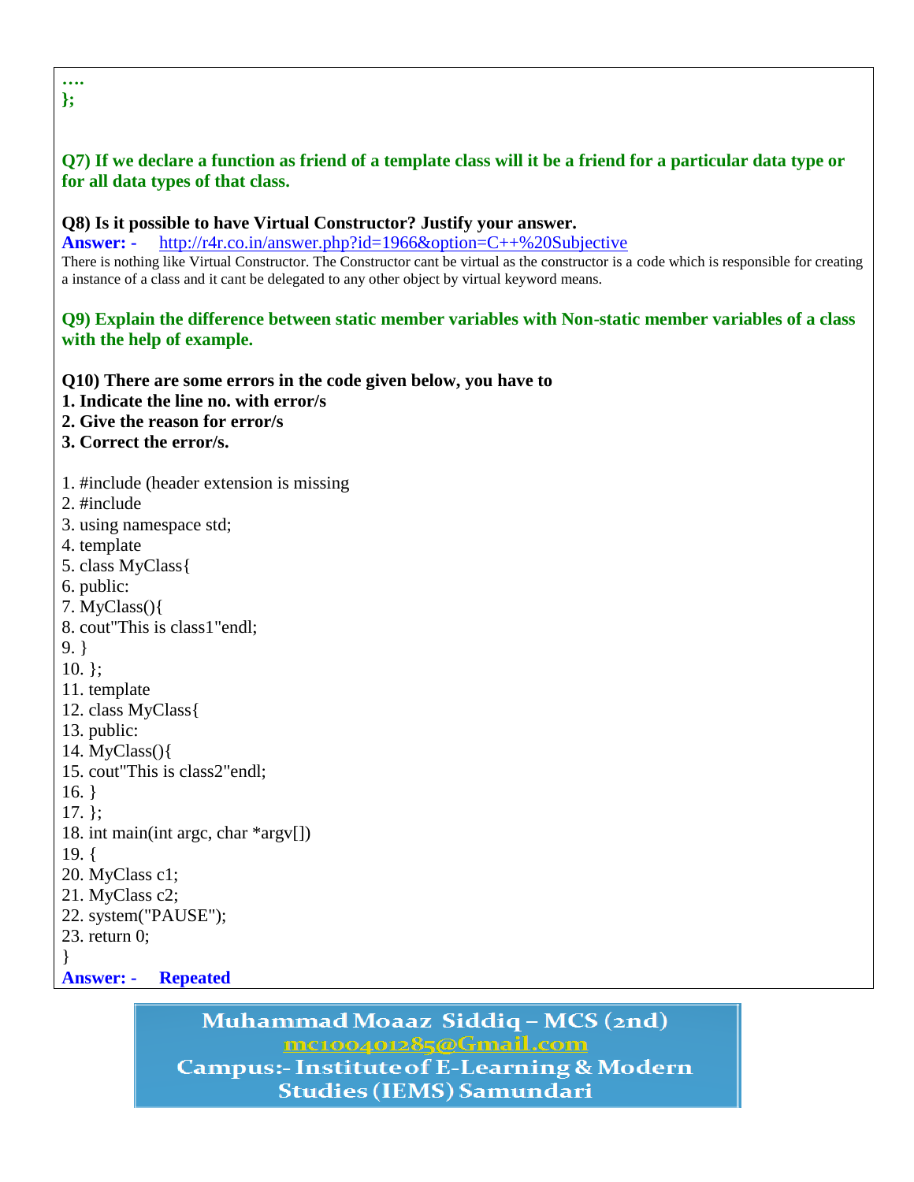….
};

**Q7) If we declare a function as friend of a template class will it be a friend for a particular data type or for all data types of that class.**

**Q8) Is it possible to have Virtual Constructor? Justify your answer.**
**Answer: -** http://r4r.co.in/answer.php?id=1966&option=C++%20Subjective
There is nothing like Virtual Constructor. The Constructor cant be virtual as the constructor is a code which is responsible for creating a instance of a class and it cant be delegated to any other object by virtual keyword means.

**Q9) Explain the difference between static member variables with Non-static member variables of a class with the help of example.**

**Q10) There are some errors in the code given below, you have to**
**1. Indicate the line no. with error/s**
**2. Give the reason for error/s**
**3. Correct the error/s.**

```
1. #include (header extension is missing
2. #include
3. using namespace std;
4. template
5. class MyClass{
6. public:
7. MyClass(){
8. cout"This is class1"endl;
9. }
10. };
11. template
12. class MyClass{
13. public:
14. MyClass(){
15. cout"This is class2"endl;
16. }
17. };
18. int main(int argc, char *argv[])
19. {
20. MyClass c1;
21. MyClass c2;
22. system("PAUSE");
23. return 0;
}
```

**Answer: - Repeated**

Muhammad Moaaz Siddiq – MCS (2nd)
mc100401285@Gmail.com
Campus:- Institute of E-Learning & Modern Studies (IEMS) Samundari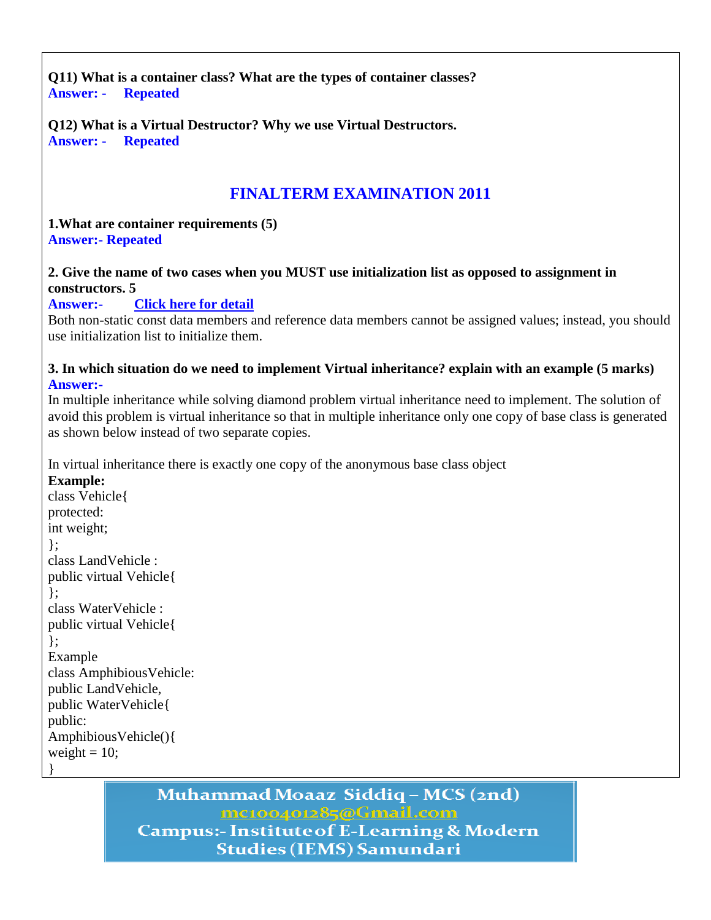**Q11) What is a container class? What are the types of container classes?**
**Answer: - Repeated**

**Q12) What is a Virtual Destructor? Why we use Virtual Destructors.**
**Answer: - Repeated**

## FINALTERM EXAMINATION 2011

**1.What are container requirements (5)**
**Answer:- Repeated**

**2. Give the name of two cases when you MUST use initialization list as opposed to assignment in constructors. 5**
**Answer:- Click here for detail**
Both non-static const data members and reference data members cannot be assigned values; instead, you should use initialization list to initialize them.

**3. In which situation do we need to implement Virtual inheritance? explain with an example (5 marks)**
**Answer:-**
In multiple inheritance while solving diamond problem virtual inheritance need to implement. The solution of avoid this problem is virtual inheritance so that in multiple inheritance only one copy of base class is generated as shown below instead of two separate copies.

In virtual inheritance there is exactly one copy of the anonymous base class object
**Example:**

```
class Vehicle{
protected:
int weight;
};
class LandVehicle :
public virtual Vehicle{
};
class WaterVehicle :
public virtual Vehicle{
};
Example
class AmphibiousVehicle:
public LandVehicle,
public WaterVehicle{
public:
AmphibiousVehicle(){
weight = 10;
}
```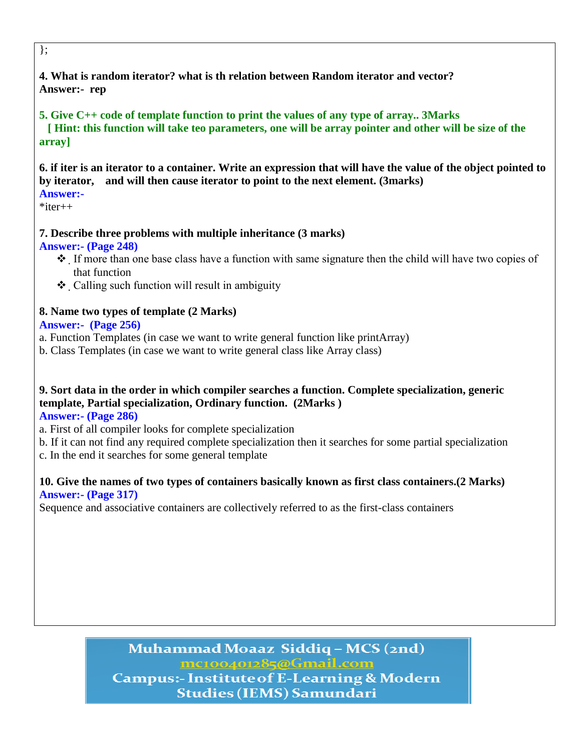};

**4. What is random iterator? what is th relation between Random iterator and vector?**
**Answer:- rep**

**5. Give C++ code of template function to print the values of any type of array.. 3Marks**
**[ Hint: this function will take teo parameters, one will be array pointer and other will be size of the array]**

**6. if iter is an iterator to a container. Write an expression that will have the value of the object pointed to by iterator, and will then cause iterator to point to the next element. (3marks)**
**Answer:-**
*iter++

**7. Describe three problems with multiple inheritance (3 marks)**
**Answer:- (Page 248)**

- If more than one base class have a function with same signature then the child will have two copies of that function
- Calling such function will result in ambiguity

**8. Name two types of template (2 Marks)**
**Answer:- (Page 256)**
a. Function Templates (in case we want to write general function like printArray)
b. Class Templates (in case we want to write general class like Array class)

**9. Sort data in the order in which compiler searches a function. Complete specialization, generic template, Partial specialization, Ordinary function. (2Marks )**
**Answer:- (Page 286)**
a. First of all compiler looks for complete specialization
b. If it can not find any required complete specialization then it searches for some partial specialization
c. In the end it searches for some general template

**10. Give the names of two types of containers basically known as first class containers.(2 Marks)**
**Answer:- (Page 317)**
Sequence and associative containers are collectively referred to as the first-class containers

Muhammad Moaaz Siddiq – MCS (2nd)
mc100401285@Gmail.com
Campus:- Institute of E-Learning & Modern Studies (IEMS) Samundari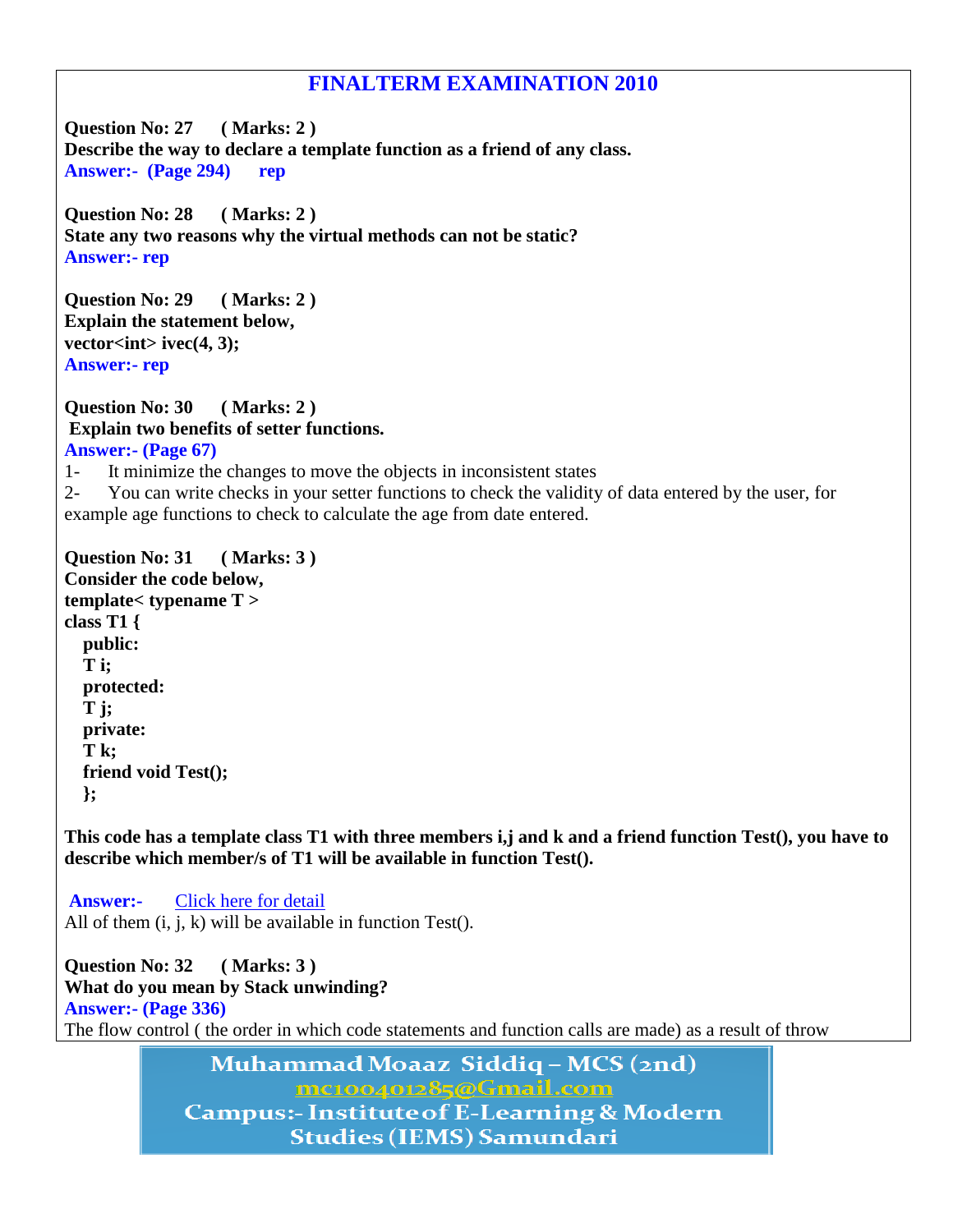## FINALTERM EXAMINATION 2010

**Question No: 27 ( Marks: 2 )**
**Describe the way to declare a template function as a friend of any class.**
**Answer:- (Page 294) rep**

**Question No: 28 ( Marks: 2 )**
**State any two reasons why the virtual methods can not be static?**
**Answer:- rep**

**Question No: 29 ( Marks: 2 )**
**Explain the statement below,**
**vector<int> ivec(4, 3);**
**Answer:- rep**

**Question No: 30 ( Marks: 2 )**
**Explain two benefits of setter functions.**
**Answer:- (Page 67)**

1- It minimize the changes to move the objects in inconsistent states
2- You can write checks in your setter functions to check the validity of data entered by the user, for example age functions to check to calculate the age from date entered.

**Question No: 31 ( Marks: 3 )**
**Consider the code below,**

```
template< typename T >
class T1 {
  public:
  T i;
  protected:
  T j;
  private:
  T k;
  friend void Test();
  };
```

**This code has a template class T1 with three members i,j and k and a friend function Test(), you have to describe which member/s of T1 will be available in function Test().**

**Answer:-** Click here for detail
All of them (i, j, k) will be available in function Test().

**Question No: 32 ( Marks: 3 )**
**What do you mean by Stack unwinding?**
**Answer:- (Page 336)**
The flow control ( the order in which code statements and function calls are made) as a result of throw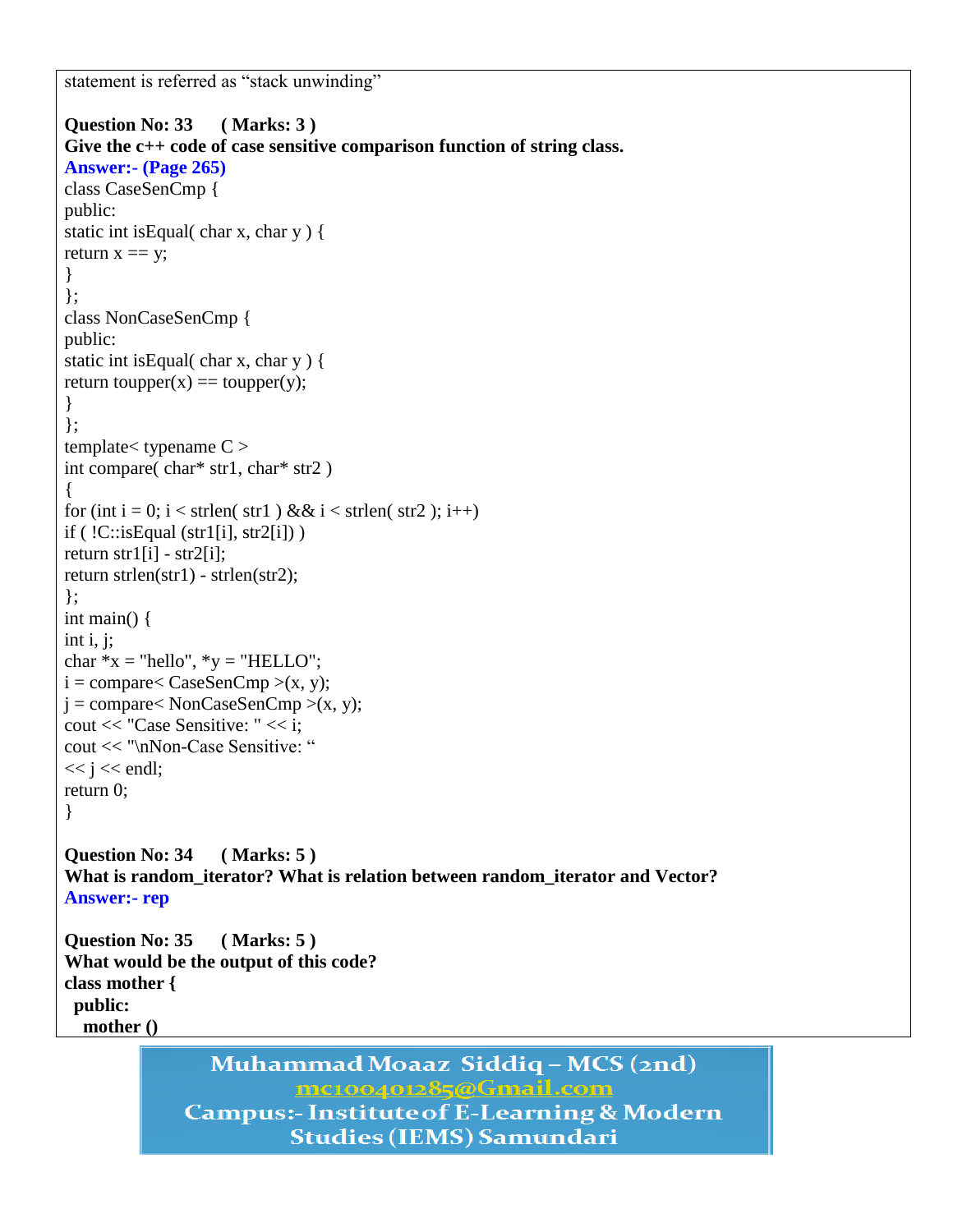statement is referred as "stack unwinding"

**Question No: 33 ( Marks: 3 )**
**Give the c++ code of case sensitive comparison function of string class.**
**Answer:- (Page 265)**

```
class CaseSenCmp {
public:
static int isEqual( char x, char y ) {
return x == y;
}
};
class NonCaseSenCmp {
public:
static int isEqual( char x, char y ) {
return toupper(x) == toupper(y);
}
};
template< typename C >
int compare( char* str1, char* str2 )
{
for (int i = 0; i < strlen( str1 ) && i < strlen( str2 ); i++)
if ( !C::isEqual (str1[i], str2[i]) )
return str1[i] - str2[i];
return strlen(str1) - strlen(str2);
};
int main() {
int i, j;
char *x = "hello", *y = "HELLO";
i = compare< CaseSenCmp >(x, y);
j = compare< NonCaseSenCmp >(x, y);
cout << "Case Sensitive: " << i;
cout << "\nNon-Case Sensitive: "
<< j << endl;
return 0;
}
```

**Question No: 34 ( Marks: 5 )**
**What is random_iterator? What is relation between random_iterator and Vector?**
**Answer:- rep**

**Question No: 35 ( Marks: 5 )**
**What would be the output of this code?**

```
class mother {
  public:
    mother ()
```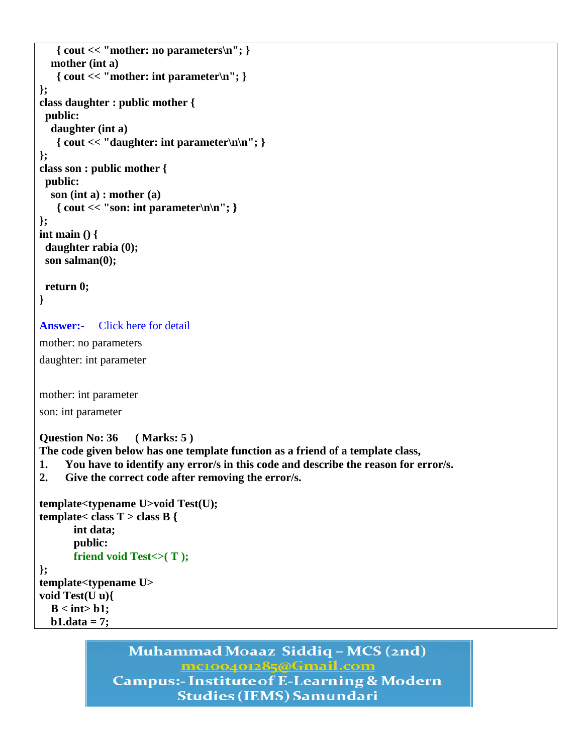```
    { cout << "mother: no parameters\n"; }
  mother (int a)
    { cout << "mother: int parameter\n"; }
};
class daughter : public mother {
 public:
  daughter (int a)
    { cout << "daughter: int parameter\n\n"; }
};
class son : public mother {
 public:
  son (int a) : mother (a)
    { cout << "son: int parameter\n\n"; }
};
int main () {
 daughter rabia (0);
 son salman(0);

 return 0;
}
```

**Answer:-** Click here for detail

mother: no parameters

daughter: int parameter

mother: int parameter

son: int parameter

**Question No: 36 ( Marks: 5 )**

**The code given below has one template function as a friend of a template class,**

1. **You have to identify any error/s in this code and describe the reason for error/s.**
2. **Give the correct code after removing the error/s.**

```
template<typename U>void Test(U);
template< class T > class B {
        int data;
        public:
        friend void Test<>( T );
};
template<typename U>
void Test(U u){
  B < int> b1;
  b1.data = 7;
```

Muhammad Moaaz Siddiq – MCS (2nd)
mc100401285@Gmail.com
Campus:- Institute of E-Learning & Modern Studies (IEMS) Samundari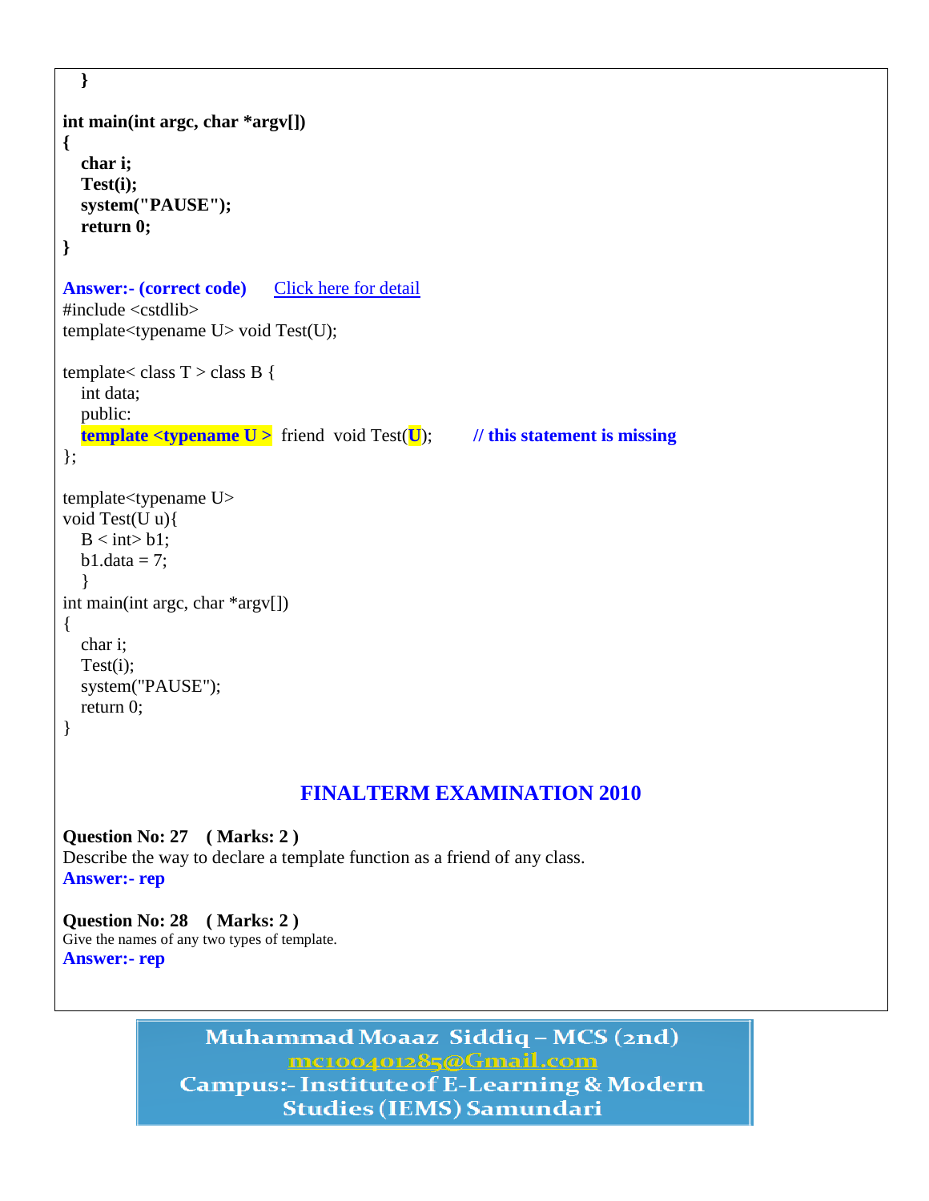```
   }

int main(int argc, char *argv[])
{
   char i;
   Test(i);
   system("PAUSE");
   return 0;
}
```

**Answer:- (correct code)** Click here for detail

```
#include <cstdlib>
template<typename U> void Test(U);

template< class T > class B {
   int data;
   public:
   template <typename U > friend void Test(U);        // this statement is missing
};

template<typename U>
void Test(U u){
   B < int> b1;
   b1.data = 7;
   }
int main(int argc, char *argv[])
{
   char i;
   Test(i);
   system("PAUSE");
   return 0;
}
```

## FINALTERM EXAMINATION 2010

**Question No: 27 ( Marks: 2 )**
Describe the way to declare a template function as a friend of any class.
**Answer:- rep**

**Question No: 28 ( Marks: 2 )**
Give the names of any two types of template.
**Answer:- rep**

Muhammad Moaaz Siddiq – MCS (2nd)
mc100401285@Gmail.com
Campus:- Institute of E-Learning & Modern Studies (IEMS) Samundari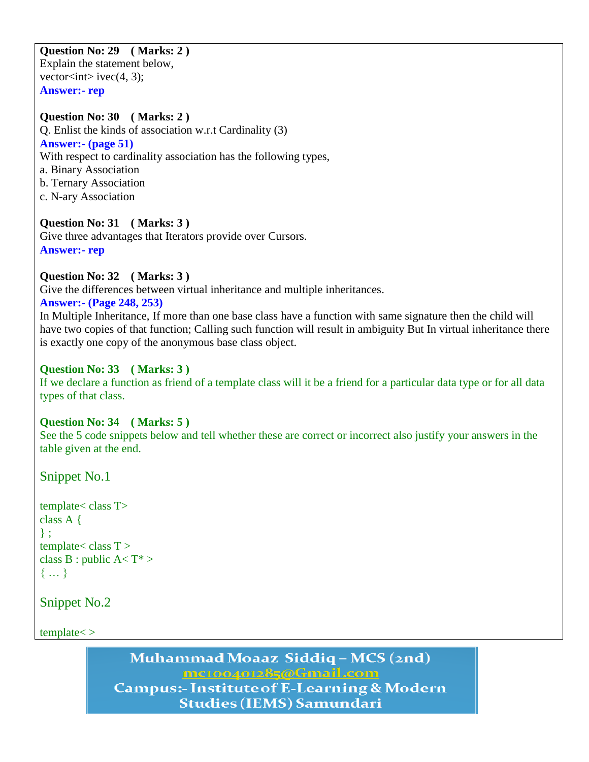**Question No: 29 ( Marks: 2 )**
Explain the statement below,
vector<int> ivec(4, 3);
**Answer:- rep**

**Question No: 30 ( Marks: 2 )**
Q. Enlist the kinds of association w.r.t Cardinality (3)
**Answer:- (page 51)**
With respect to cardinality association has the following types,
a. Binary Association
b. Ternary Association
c. N-ary Association

**Question No: 31 ( Marks: 3 )**
Give three advantages that Iterators provide over Cursors.
**Answer:- rep**

**Question No: 32 ( Marks: 3 )**
Give the differences between virtual inheritance and multiple inheritances.
**Answer:- (Page 248, 253)**
In Multiple Inheritance, If more than one base class have a function with same signature then the child will have two copies of that function; Calling such function will result in ambiguity But In virtual inheritance there is exactly one copy of the anonymous base class object.

**Question No: 33 ( Marks: 3 )**
If we declare a function as friend of a template class will it be a friend for a particular data type or for all data types of that class.

**Question No: 34 ( Marks: 5 )**
See the 5 code snippets below and tell whether these are correct or incorrect also justify your answers in the table given at the end.

Snippet No.1

```
template< class T>
class A {
} ;
template< class T >
class B : public A< T* >
{ … }
```

Snippet No.2

```
template< >
```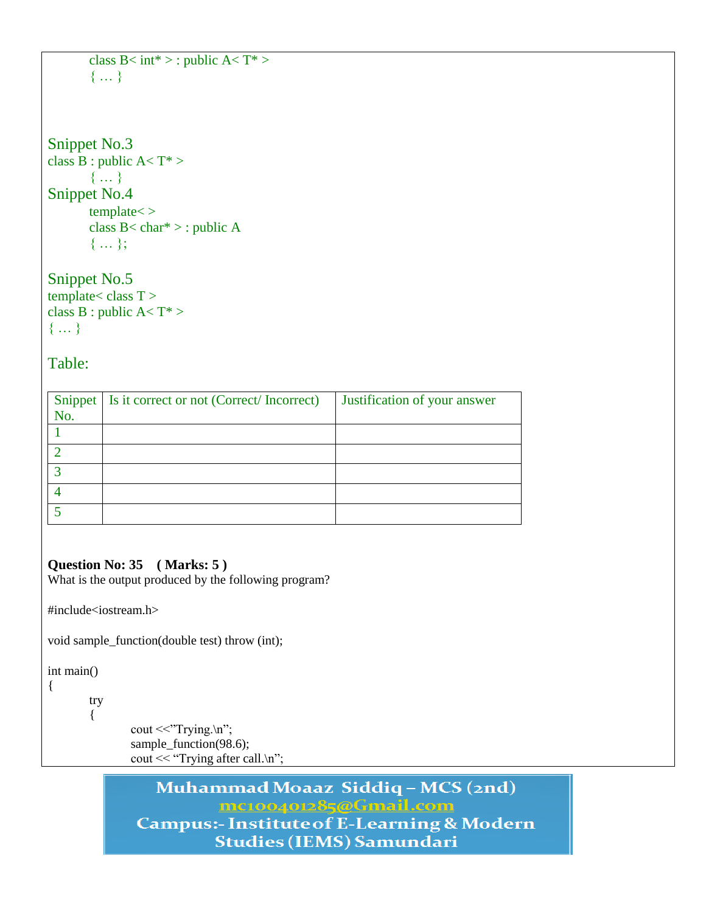```
class B< int* > : public A< T* >
{ … }
```

Snippet No.3

```
class B : public A< T* >
{ … }
```

Snippet No.4

```
template< >
class B< char* > : public A
{ … };
```

Snippet No.5

```
template< class T >
class B : public A< T* >
{ … }
```

Table:

| Snippet No. | Is it correct or not (Correct/ Incorrect) | Justification of your answer |
|---|---|---|
| 1 | | |
| 2 | | |
| 3 | | |
| 4 | | |
| 5 | | |

**Question No: 35 ( Marks: 5 )**

What is the output produced by the following program?

```
#include<iostream.h>

void sample_function(double test) throw (int);

int main()
{
    try
    {
        cout <<"Trying.\n";
        sample_function(98.6);
        cout << "Trying after call.\n";
```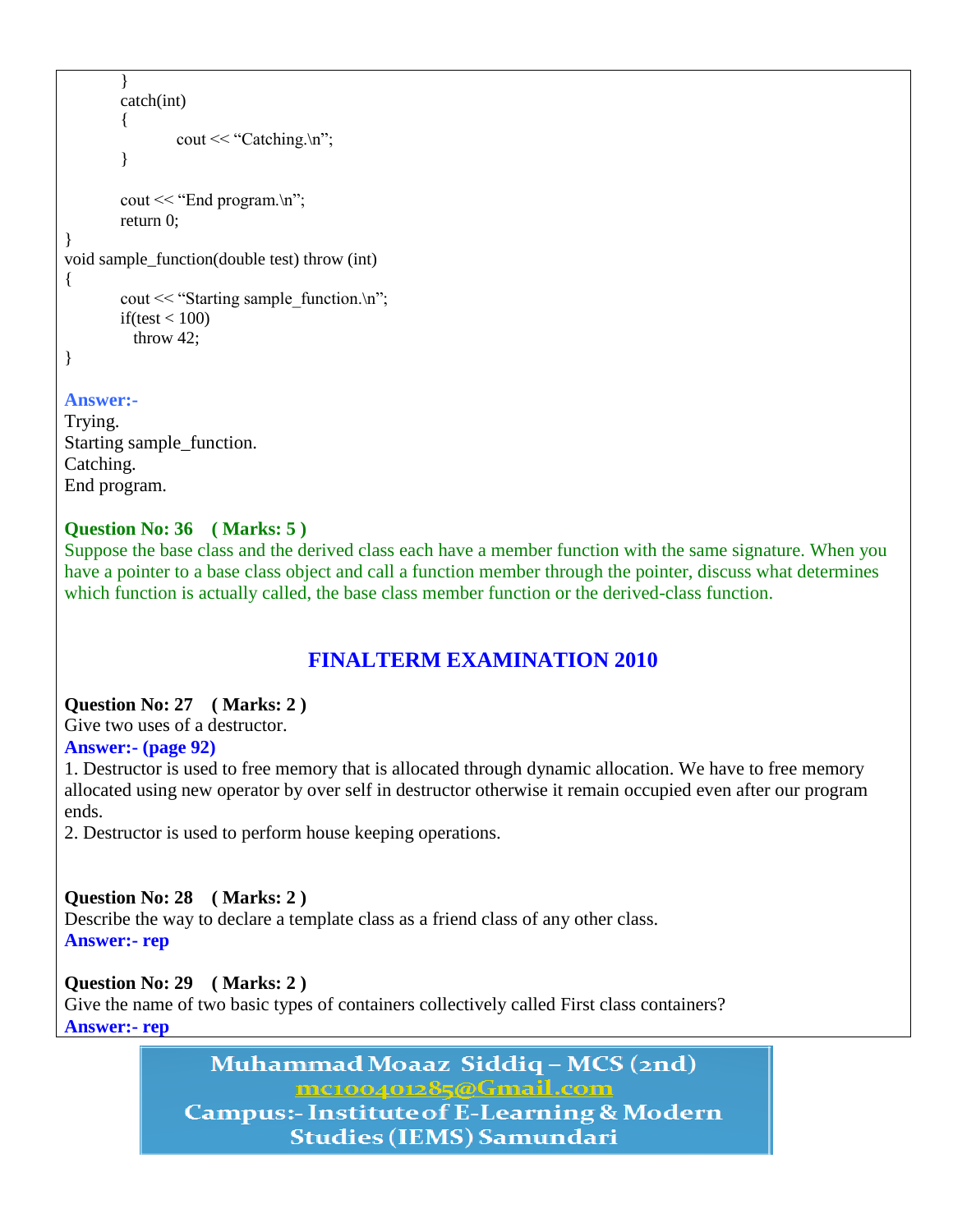```
    }
    catch(int)
    {
        cout << "Catching.\n";
    }

    cout << "End program.\n";
    return 0;
}
void sample_function(double test) throw (int)
{
    cout << "Starting sample_function.\n";
    if(test < 100)
      throw 42;
}
```

**Answer:-**
Trying.
Starting sample_function.
Catching.
End program.

**Question No: 36 ( Marks: 5 )**
Suppose the base class and the derived class each have a member function with the same signature. When you have a pointer to a base class object and call a function member through the pointer, discuss what determines which function is actually called, the base class member function or the derived-class function.

## FINALTERM EXAMINATION 2010

**Question No: 27 ( Marks: 2 )**
Give two uses of a destructor.
**Answer:- (page 92)**
1. Destructor is used to free memory that is allocated through dynamic allocation. We have to free memory allocated using new operator by over self in destructor otherwise it remain occupied even after our program ends.
2. Destructor is used to perform house keeping operations.

**Question No: 28 ( Marks: 2 )**
Describe the way to declare a template class as a friend class of any other class.
**Answer:- rep**

**Question No: 29 ( Marks: 2 )**
Give the name of two basic types of containers collectively called First class containers?
**Answer:- rep**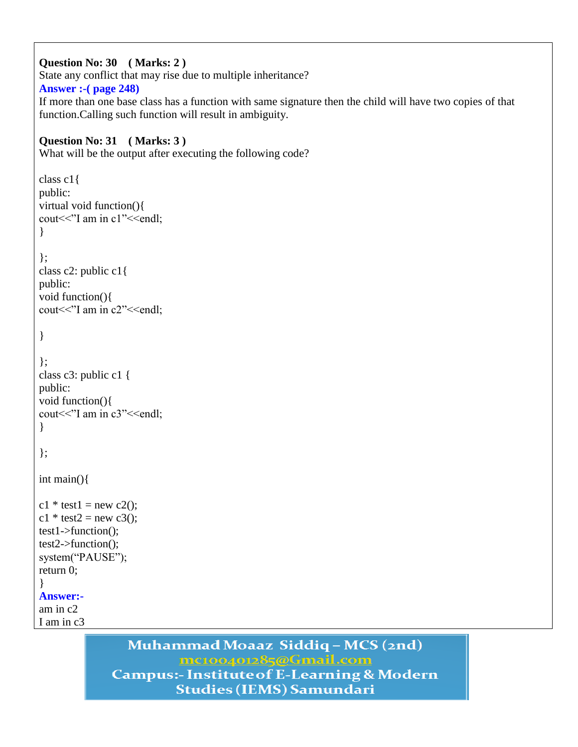**Question No: 30 ( Marks: 2 )**
State any conflict that may rise due to multiple inheritance?
**Answer :-( page 248)**
If more than one base class has a function with same signature then the child will have two copies of that function.Calling such function will result in ambiguity.

**Question No: 31 ( Marks: 3 )**
What will be the output after executing the following code?

```
class c1{
public:
virtual void function(){
cout<<"I am in c1"<<endl;
}

};
class c2: public c1{
public:
void function(){
cout<<"I am in c2"<<endl;

}

};
class c3: public c1 {
public:
void function(){
cout<<"I am in c3"<<endl;
}

};

int main(){

c1 * test1 = new c2();
c1 * test2 = new c3();
test1->function();
test2->function();
system("PAUSE");
return 0;
}
```

**Answer:-**
am in c2
I am in c3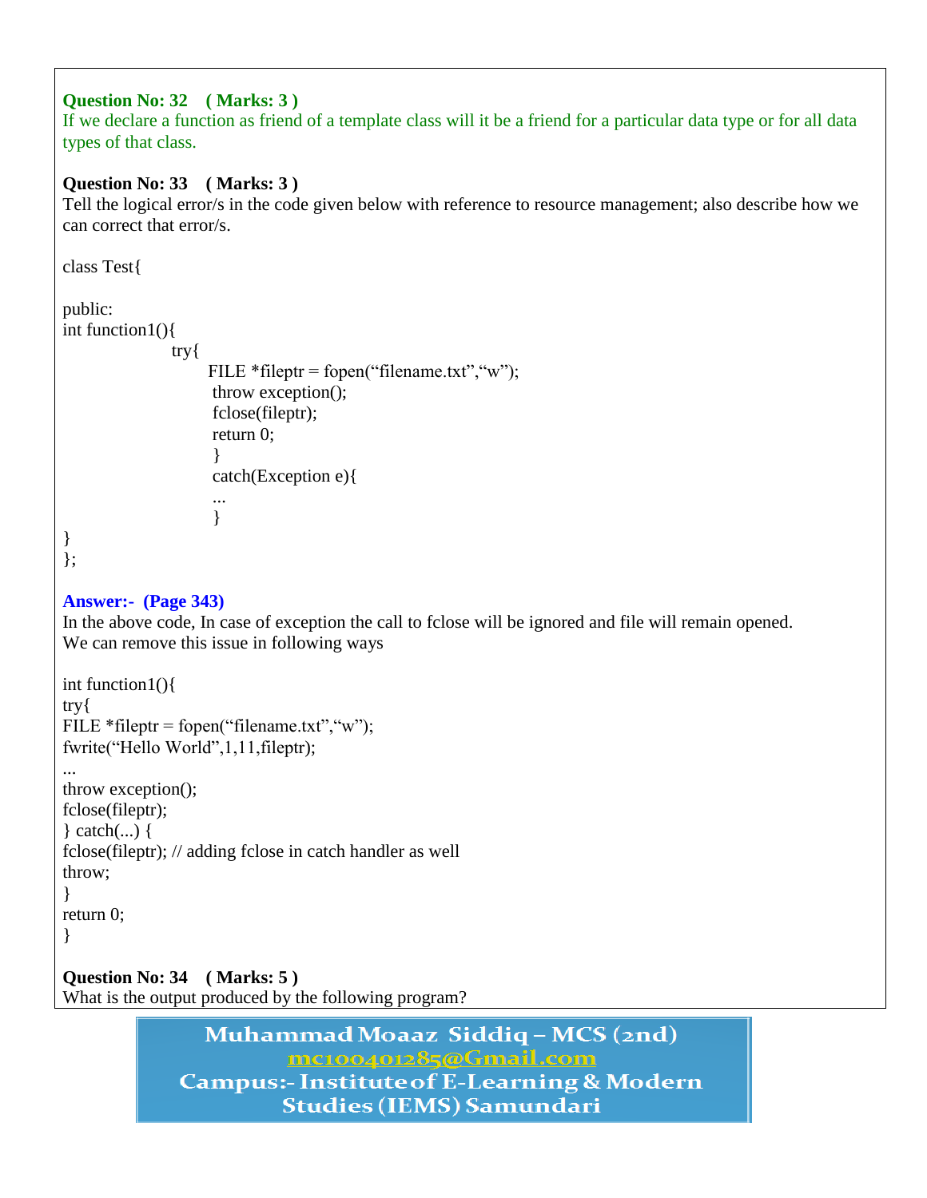**Question No: 32 ( Marks: 3 )**

If we declare a function as friend of a template class will it be a friend for a particular data type or for all data types of that class.

**Question No: 33 ( Marks: 3 )**

Tell the logical error/s in the code given below with reference to resource management; also describe how we can correct that error/s.

```
class Test{

public:
int function1(){
        try{
              FILE *fileptr = fopen("filename.txt","w");
              throw exception();
              fclose(fileptr);
              return 0;
              }
              catch(Exception e){
              ...
              }
}
};
```

**Answer:- (Page 343)**

In the above code, In case of exception the call to fclose will be ignored and file will remain opened.
We can remove this issue in following ways

```
int function1(){
try{
FILE *fileptr = fopen("filename.txt","w");
fwrite("Hello World",1,11,fileptr);
...
throw exception();
fclose(fileptr);
} catch(...) {
fclose(fileptr); // adding fclose in catch handler as well
throw;
}
return 0;
}
```

**Question No: 34 ( Marks: 5 )**

What is the output produced by the following program?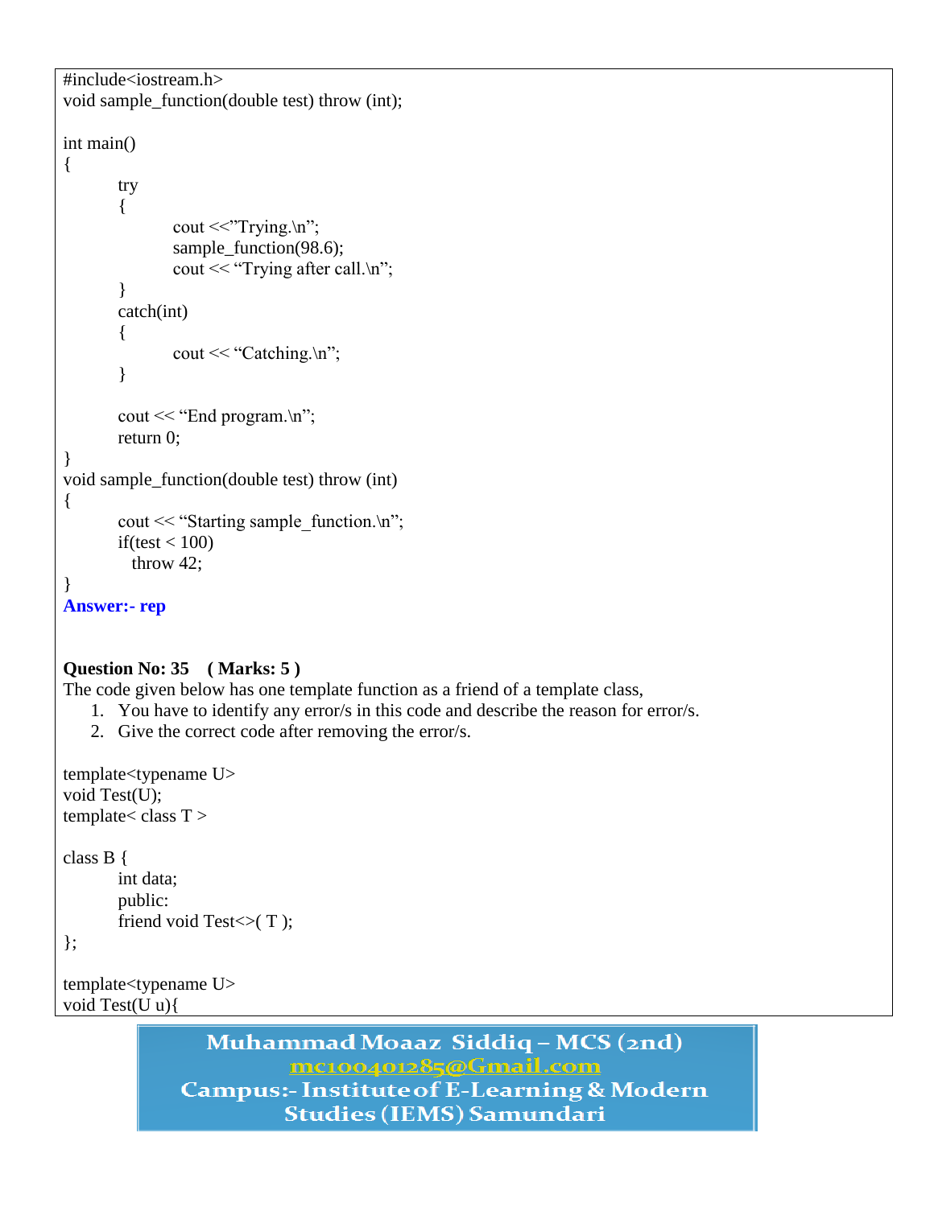```
#include<iostream.h>
void sample_function(double test) throw (int);

int main()
{
	try
	{
		cout <<"Trying.\n";
		sample_function(98.6);
		cout << "Trying after call.\n";
	}
	catch(int)
	{
		cout << "Catching.\n";
	}

	cout << "End program.\n";
	return 0;
}
void sample_function(double test) throw (int)
{
	cout << "Starting sample_function.\n";
	if(test < 100)
	  throw 42;
}
```

**Answer:- rep**

**Question No: 35 ( Marks: 5 )**

The code given below has one template function as a friend of a template class,

1. You have to identify any error/s in this code and describe the reason for error/s.
2. Give the correct code after removing the error/s.

```
template<typename U>
void Test(U);
template< class T >

class B {
	int data;
	public:
	friend void Test<>( T );
};

template<typename U>
void Test(U u){
```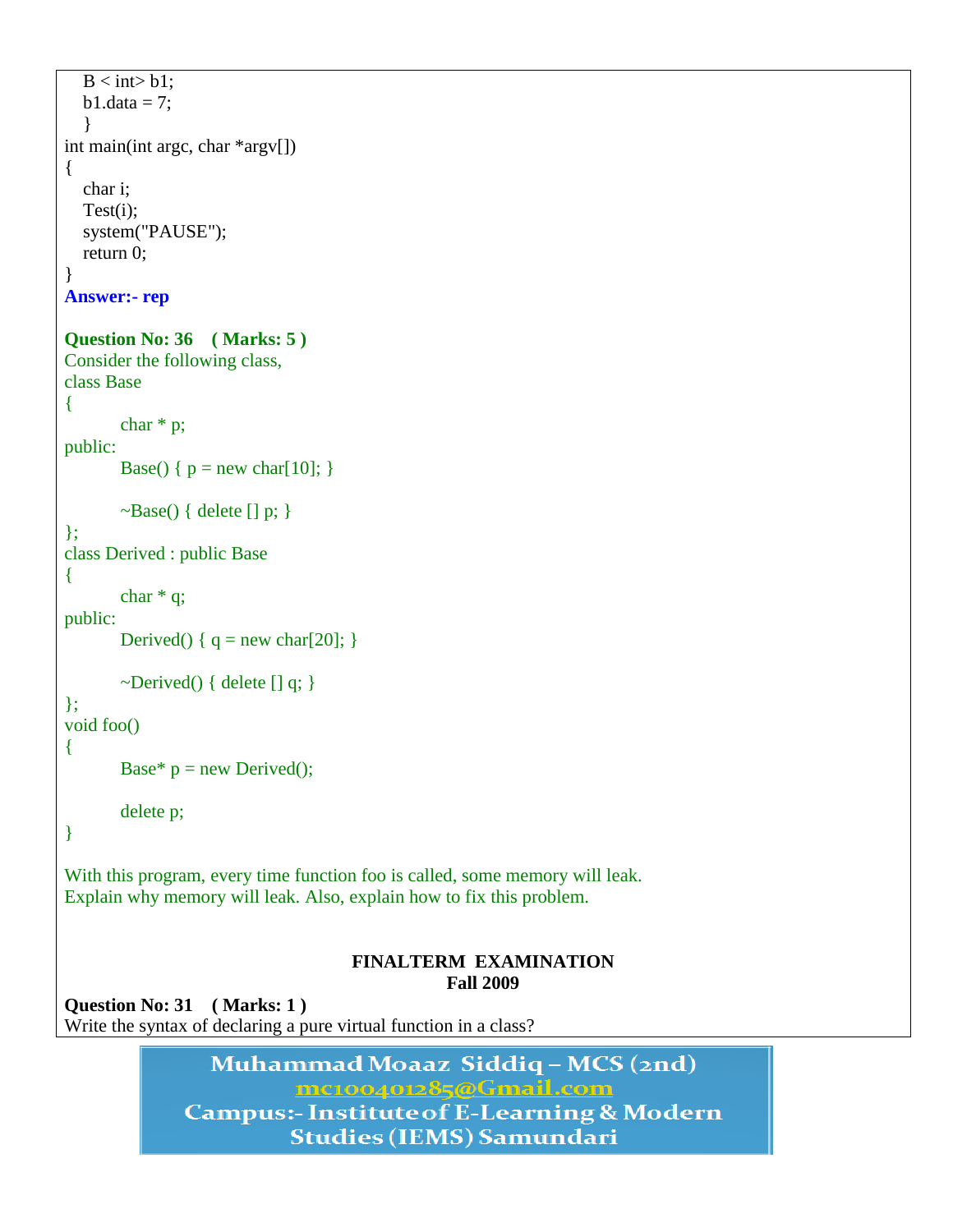```
   B < int> b1;
   b1.data = 7;
   }
int main(int argc, char *argv[])
{
   char i;
   Test(i);
   system("PAUSE");
   return 0;
}
```

**Answer:- rep**

**Question No: 36 ( Marks: 5 )**

Consider the following class,

```
class Base
{
        char * p;
public:
        Base() { p = new char[10]; }

        ~Base() { delete [] p; }
};
class Derived : public Base
{
        char * q;
public:
        Derived() { q = new char[20]; }

        ~Derived() { delete [] q; }
};
void foo()
{
        Base* p = new Derived();

        delete p;
}
```

With this program, every time function foo is called, some memory will leak.
Explain why memory will leak. Also, explain how to fix this problem.

**FINALTERM EXAMINATION**
**Fall 2009**

**Question No: 31 ( Marks: 1 )**

Write the syntax of declaring a pure virtual function in a class?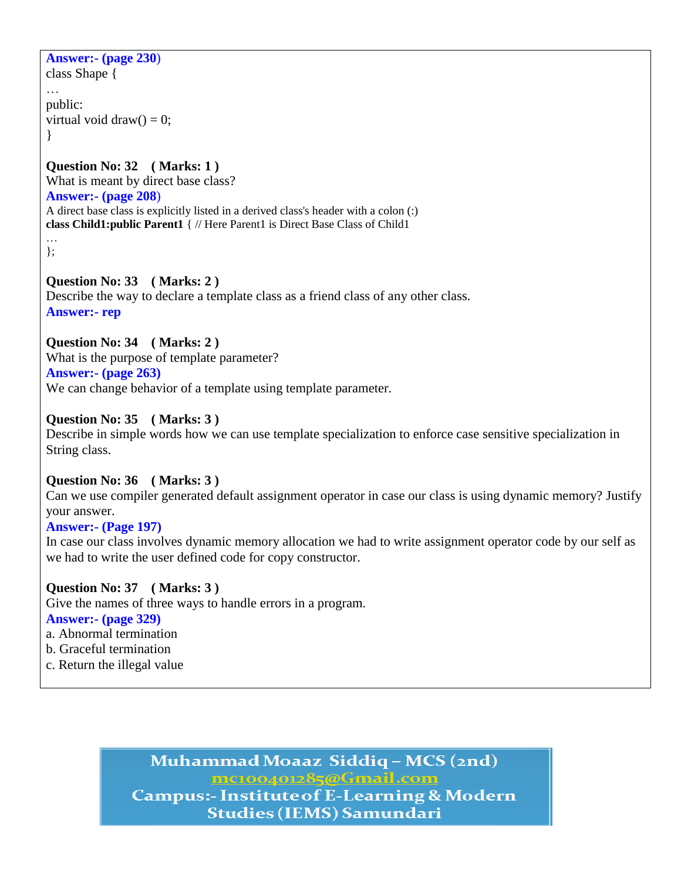**Answer:- (page 230)**

```
class Shape {
…
public:
virtual void draw() = 0;
}
```

**Question No: 32 ( Marks: 1 )**

What is meant by direct base class?

**Answer:- (page 208)**

A direct base class is explicitly listed in a derived class's header with a colon (:)

```
class Child1:public Parent1 { // Here Parent1 is Direct Base Class of Child1
…
};
```

**Question No: 33 ( Marks: 2 )**

Describe the way to declare a template class as a friend class of any other class.

**Answer:- rep**

**Question No: 34 ( Marks: 2 )**

What is the purpose of template parameter?

**Answer:- (page 263)**

We can change behavior of a template using template parameter.

**Question No: 35 ( Marks: 3 )**

Describe in simple words how we can use template specialization to enforce case sensitive specialization in String class.

**Question No: 36 ( Marks: 3 )**

Can we use compiler generated default assignment operator in case our class is using dynamic memory? Justify your answer.

**Answer:- (Page 197)**

In case our class involves dynamic memory allocation we had to write assignment operator code by our self as we had to write the user defined code for copy constructor.

**Question No: 37 ( Marks: 3 )**

Give the names of three ways to handle errors in a program.

**Answer:- (page 329)**

a. Abnormal termination
b. Graceful termination
c. Return the illegal value